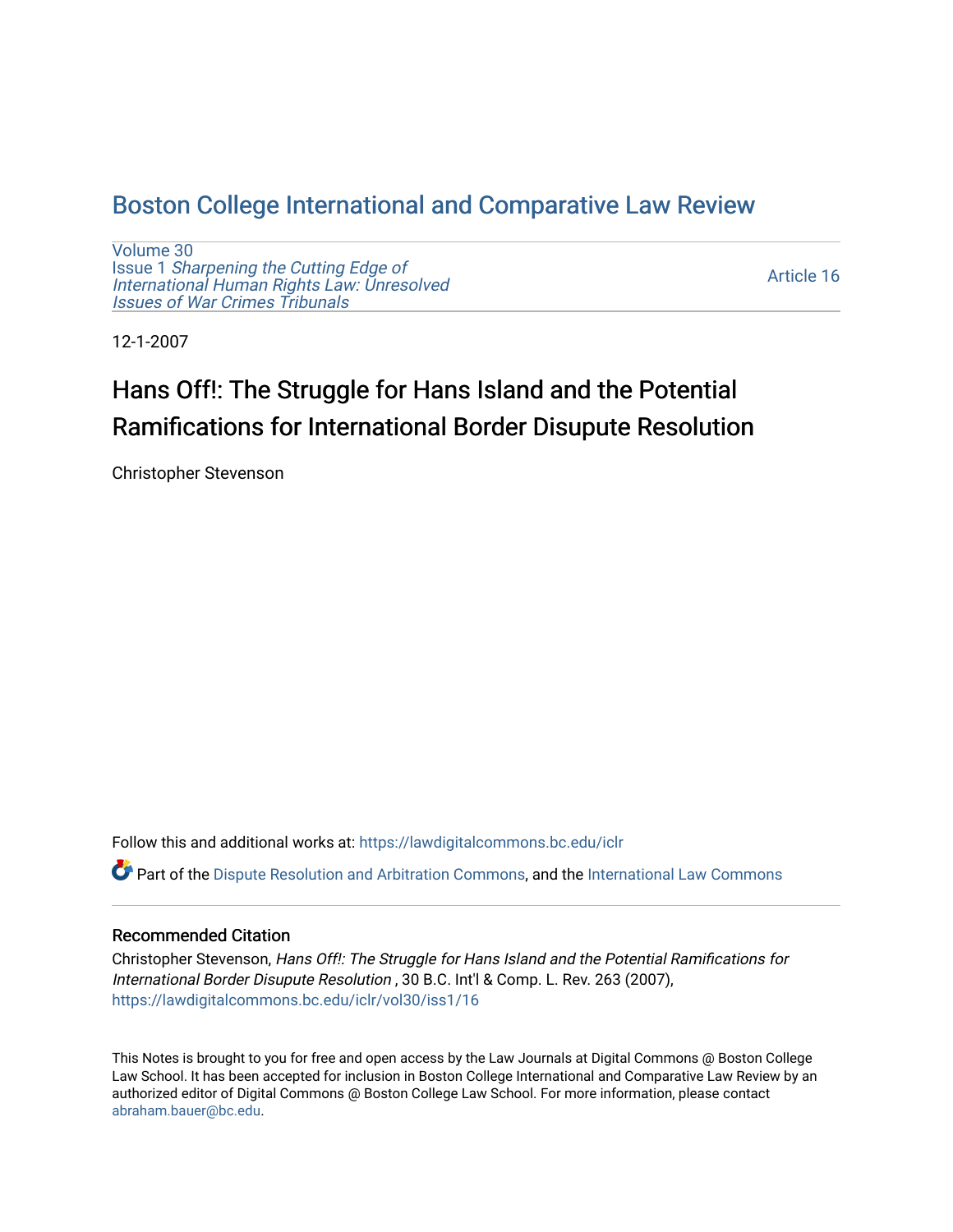# Boston College International and Comparative Law Review

Volume 30
Issue 1 *Sharpening the Cutting Edge of International Human Rights Law: Unresolved Issues of War Crimes Tribunals*

Article 16

12-1-2007

## Hans Off!: The Struggle for Hans Island and the Potential Ramifications for International Border Disupute Resolution

Christopher Stevenson

Follow this and additional works at: https://lawdigitalcommons.bc.edu/iclr

Part of the Dispute Resolution and Arbitration Commons, and the International Law Commons

### Recommended Citation

Christopher Stevenson, *Hans Off!: The Struggle for Hans Island and the Potential Ramifications for International Border Disupute Resolution* , 30 B.C. Int'l & Comp. L. Rev. 263 (2007), https://lawdigitalcommons.bc.edu/iclr/vol30/iss1/16

This Notes is brought to you for free and open access by the Law Journals at Digital Commons @ Boston College Law School. It has been accepted for inclusion in Boston College International and Comparative Law Review by an authorized editor of Digital Commons @ Boston College Law School. For more information, please contact abraham.bauer@bc.edu.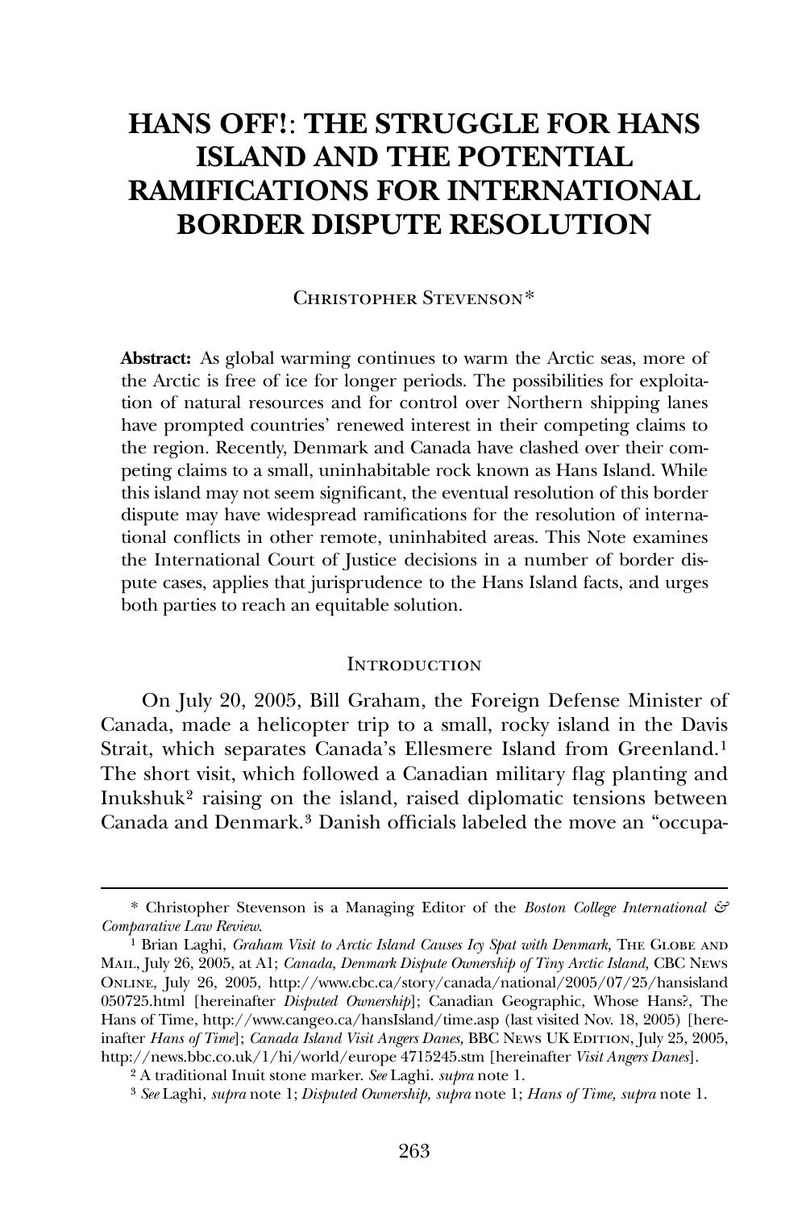# HANS OFF!: THE STRUGGLE FOR HANS ISLAND AND THE POTENTIAL RAMIFICATIONS FOR INTERNATIONAL BORDER DISPUTE RESOLUTION

Christopher Stevenson*

**Abstract:** As global warming continues to warm the Arctic seas, more of the Arctic is free of ice for longer periods. The possibilities for exploitation of natural resources and for control over Northern shipping lanes have prompted countries' renewed interest in their competing claims to the region. Recently, Denmark and Canada have clashed over their competing claims to a small, uninhabitable rock known as Hans Island. While this island may not seem significant, the eventual resolution of this border dispute may have widespread ramifications for the resolution of international conflicts in other remote, uninhabited areas. This Note examines the International Court of Justice decisions in a number of border dispute cases, applies that jurisprudence to the Hans Island facts, and urges both parties to reach an equitable solution.

## Introduction

On July 20, 2005, Bill Graham, the Foreign Defense Minister of Canada, made a helicopter trip to a small, rocky island in the Davis Strait, which separates Canada's Ellesmere Island from Greenland.[1] The short visit, which followed a Canadian military flag planting and Inukshuk[2] raising on the island, raised diplomatic tensions between Canada and Denmark.[3] Danish officials labeled the move an "occupa-

---

\* Christopher Stevenson is a Managing Editor of the *Boston College International & Comparative Law Review.*

[1] Brian Laghi, *Graham Visit to Arctic Island Causes Icy Spat with Denmark,* The Globe and Mail, July 26, 2005, at A1; *Canada, Denmark Dispute Ownership of Tiny Arctic Island,* CBC News Online, July 26, 2005, http://www.cbc.ca/story/canada/national/2005/07/25/hansisland 050725.html [hereinafter *Disputed Ownership*]; Canadian Geographic, Whose Hans?, The Hans of Time, http://www.cangeo.ca/hansIsland/time.asp (last visited Nov. 18, 2005) [hereinafter *Hans of Time*]; *Canada Island Visit Angers Danes,* BBC News UK Edition, July 25, 2005, http://news.bbc.co.uk/1/hi/world/europe 4715245.stm [hereinafter *Visit Angers Danes*].

[2] A traditional Inuit stone marker. *See* Laghi. *supra* note 1.

[3] *See* Laghi, *supra* note 1; *Disputed Ownership, supra* note 1; *Hans of Time, supra* note 1.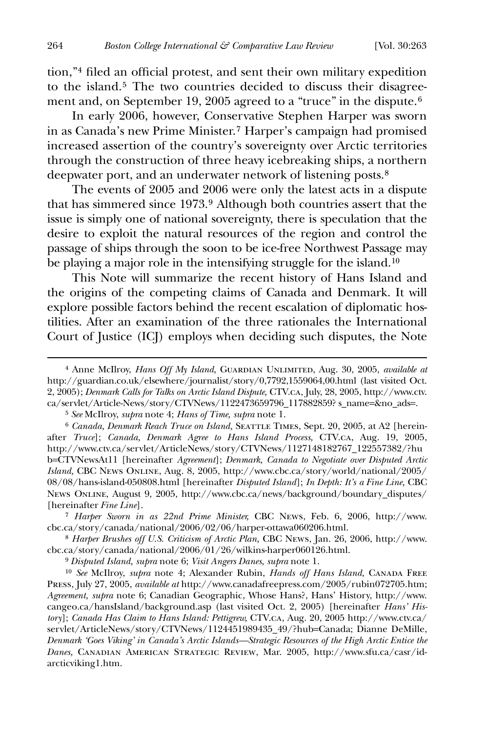tion,"[4] filed an official protest, and sent their own military expedition to the island.[5] The two countries decided to discuss their disagreement and, on September 19, 2005 agreed to a "truce" in the dispute.[6]

In early 2006, however, Conservative Stephen Harper was sworn in as Canada's new Prime Minister.[7] Harper's campaign had promised increased assertion of the country's sovereignty over Arctic territories through the construction of three heavy icebreaking ships, a northern deepwater port, and an underwater network of listening posts.[8]

The events of 2005 and 2006 were only the latest acts in a dispute that has simmered since 1973.[9] Although both countries assert that the issue is simply one of national sovereignty, there is speculation that the desire to exploit the natural resources of the region and control the passage of ships through the soon to be ice-free Northwest Passage may be playing a major role in the intensifying struggle for the island.[10]

This Note will summarize the recent history of Hans Island and the origins of the competing claims of Canada and Denmark. It will explore possible factors behind the recent escalation of diplomatic hostilities. After an examination of the three rationales the International Court of Justice (ICJ) employs when deciding such disputes, the Note

---

[4] Anne McIlroy, *Hans Off My Island*, Guardian Unlimited, Aug. 30, 2005, *available at* http://guardian.co.uk/elsewhere/journalist/story/0,7792,1559064,00.html (last visited Oct. 2, 2005); *Denmark Calls for Talks on Arctic Island Dispute*, CTV.ca, July, 28, 2005, http://www.ctv.ca/servlet/Article-News/story/CTVNews/1122473659796_117882859? s_name=&no_ads=.

[5] *See* McIlroy, *supra* note 4; *Hans of Time*, *supra* note 1.

[6] *Canada, Denmark Reach Truce on Island*, Seattle Times, Sept. 20, 2005, at A2 [hereinafter *Truce*]; *Canada, Denmark Agree to Hans Island Process*, CTV.ca, Aug. 19, 2005, http://www.ctv.ca/servlet/ArticleNews/story/CTVNews/1127148182767_122557382/?hub=CTVNewsAt11 [hereinafter *Agreement*]; *Denmark, Canada to Negotiate over Disputed Arctic Island*, CBC News Online, Aug. 8, 2005, http://www.cbc.ca/story/world/national/2005/08/08/hans-island-050808.html [hereinafter *Disputed Island*]; *In Depth: It's a Fine Line*, CBC News Online, August 9, 2005, http://www.cbc.ca/news/background/boundary_disputes/ [hereinafter *Fine Line*].

[7] *Harper Sworn in as 22nd Prime Minister*, CBC News, Feb. 6, 2006, http://www.cbc.ca/story/canada/national/2006/02/06/harper-ottawa060206.html.

[8] *Harper Brushes off U.S. Criticism of Arctic Plan*, CBC News, Jan. 26, 2006, http://www.cbc.ca/story/canada/national/2006/01/26/wilkins-harper060126.html.

[9] *Disputed Island*, *supra* note 6; *Visit Angers Danes*, *supra* note 1.

[10] *See* McIlroy, *supra* note 4; Alexander Rubin, *Hands off Hans Island*, Canada Free Press, July 27, 2005, *available at* http://www.canadafreepress.com/2005/rubin072705.htm; *Agreement*, *supra* note 6; Canadian Geographic, Whose Hans?, Hans' History, http://www.cangeo.ca/hansIsland/background.asp (last visited Oct. 2, 2005) [hereinafter *Hans' History*]; *Canada Has Claim to Hans Island: Pettigrew*, CTV.ca, Aug. 20, 2005 http://www.ctv.ca/servlet/ArticleNews/story/CTVNews/1124451989435_49/?hub=Canada; Dianne DeMille, *Denmark 'Goes Viking' in Canada's Arctic Islands—Strategic Resources of the High Arctic Entice the Danes*, Canadian American Strategic Review, Mar. 2005, http://www.sfu.ca/casr/id-arcticviking1.htm.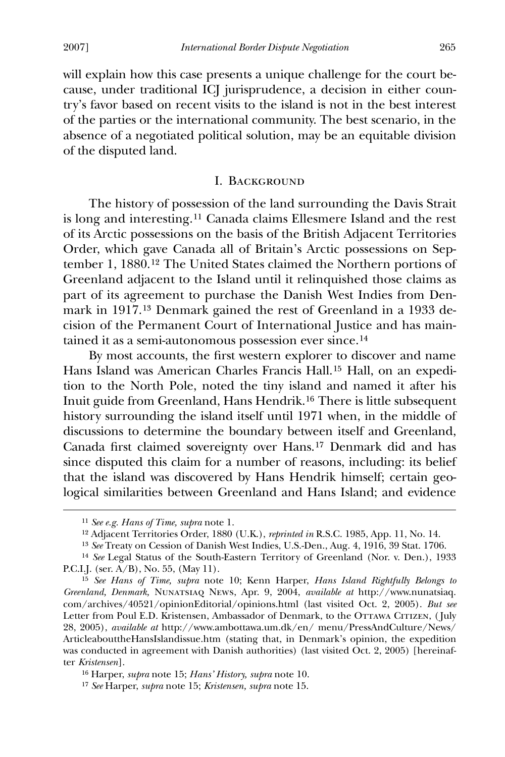will explain how this case presents a unique challenge for the court because, under traditional ICJ jurisprudence, a decision in either country's favor based on recent visits to the island is not in the best interest of the parties or the international community. The best scenario, in the absence of a negotiated political solution, may be an equitable division of the disputed land.

## I. Background

The history of possession of the land surrounding the Davis Strait is long and interesting.[11] Canada claims Ellesmere Island and the rest of its Arctic possessions on the basis of the British Adjacent Territories Order, which gave Canada all of Britain's Arctic possessions on September 1, 1880.[12] The United States claimed the Northern portions of Greenland adjacent to the Island until it relinquished those claims as part of its agreement to purchase the Danish West Indies from Denmark in 1917.[13] Denmark gained the rest of Greenland in a 1933 decision of the Permanent Court of International Justice and has maintained it as a semi-autonomous possession ever since.[14]

By most accounts, the first western explorer to discover and name Hans Island was American Charles Francis Hall.[15] Hall, on an expedition to the North Pole, noted the tiny island and named it after his Inuit guide from Greenland, Hans Hendrik.[16] There is little subsequent history surrounding the island itself until 1971 when, in the middle of discussions to determine the boundary between itself and Greenland, Canada first claimed sovereignty over Hans.[17] Denmark did and has since disputed this claim for a number of reasons, including: its belief that the island was discovered by Hans Hendrik himself; certain geological similarities between Greenland and Hans Island; and evidence

---

[11] *See e.g. Hans of Time, supra* note 1.

[12] Adjacent Territories Order, 1880 (U.K.), *reprinted in* R.S.C. 1985, App. 11, No. 14.

[13] *See* Treaty on Cession of Danish West Indies, U.S.-Den., Aug. 4, 1916, 39 Stat. 1706.

[14] *See* Legal Status of the South-Eastern Territory of Greenland (Nor. v. Den.), 1933 P.C.I.J. (ser. A/B), No. 55, (May 11).

[15] *See Hans of Time, supra* note 10; Kenn Harper, *Hans Island Rightfully Belongs to Greenland, Denmark,* Nunatsiaq News, Apr. 9, 2004, *available at* http://www.nunatsiaq.com/archives/40521/opinionEditorial/opinions.html (last visited Oct. 2, 2005). *But see* Letter from Poul E.D. Kristensen, Ambassador of Denmark, to the Ottawa Citizen, (July 28, 2005), *available at* http://www.ambottawa.um.dk/en/ menu/PressAndCulture/News/ArticleabouttheHansIslandissue.htm (stating that, in Denmark's opinion, the expedition was conducted in agreement with Danish authorities) (last visited Oct. 2, 2005) [hereinafter *Kristensen*].

[16] Harper, *supra* note 15; *Hans' History, supra* note 10.

[17] *See* Harper, *supra* note 15; *Kristensen, supra* note 15.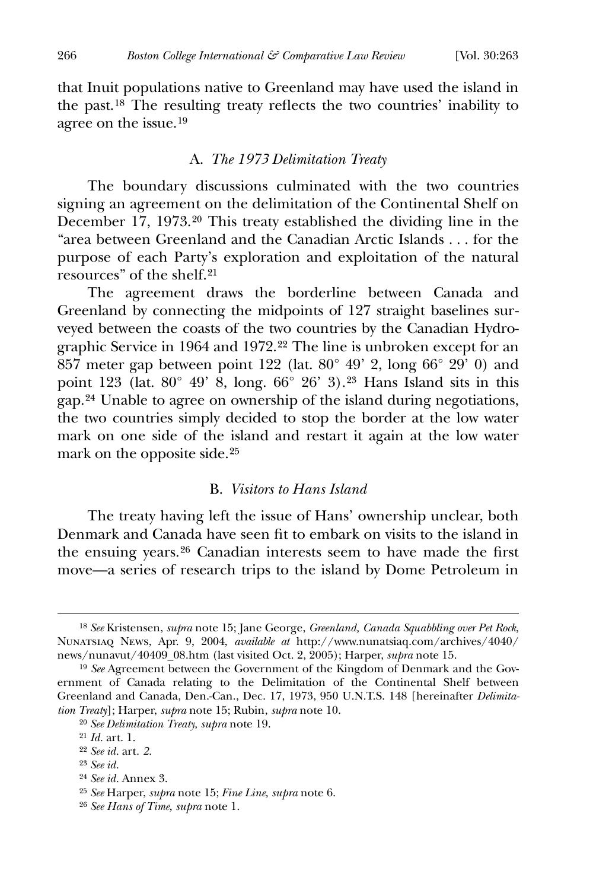that Inuit populations native to Greenland may have used the island in the past.[18] The resulting treaty reflects the two countries' inability to agree on the issue.[19]

### A. *The 1973 Delimitation Treaty*

The boundary discussions culminated with the two countries signing an agreement on the delimitation of the Continental Shelf on December 17, 1973.[20] This treaty established the dividing line in the "area between Greenland and the Canadian Arctic Islands . . . for the purpose of each Party's exploration and exploitation of the natural resources" of the shelf.[21]

The agreement draws the borderline between Canada and Greenland by connecting the midpoints of 127 straight baselines surveyed between the coasts of the two countries by the Canadian Hydrographic Service in 1964 and 1972.[22] The line is unbroken except for an 857 meter gap between point 122 (lat. 80° 49' 2, long 66° 29' 0) and point 123 (lat. 80° 49' 8, long. 66° 26' 3).[23] Hans Island sits in this gap.[24] Unable to agree on ownership of the island during negotiations, the two countries simply decided to stop the border at the low water mark on one side of the island and restart it again at the low water mark on the opposite side.[25]

### B. *Visitors to Hans Island*

The treaty having left the issue of Hans' ownership unclear, both Denmark and Canada have seen fit to embark on visits to the island in the ensuing years.[26] Canadian interests seem to have made the first move—a series of research trips to the island by Dome Petroleum in

---

[18] *See* Kristensen, *supra* note 15; Jane George, *Greenland, Canada Squabbling over Pet Rock*, Nunatsiaq News, Apr. 9, 2004, *available at* http://www.nunatsiaq.com/archives/4040/news/nunavut/40409_08.htm (last visited Oct. 2, 2005); Harper, *supra* note 15.

[19] *See* Agreement between the Government of the Kingdom of Denmark and the Government of Canada relating to the Delimitation of the Continental Shelf between Greenland and Canada, Den.-Can., Dec. 17, 1973, 950 U.N.T.S. 148 [hereinafter *Delimitation Treaty*]; Harper, *supra* note 15; Rubin, *supra* note 10.

[20] *See Delimitation Treaty, supra* note 19.

[21] *Id.* art. 1.

[22] *See id.* art. 2.

[23] *See id.*

[24] *See id.* Annex 3.

[25] *See* Harper, *supra* note 15; *Fine Line, supra* note 6.

[26] *See Hans of Time, supra* note 1.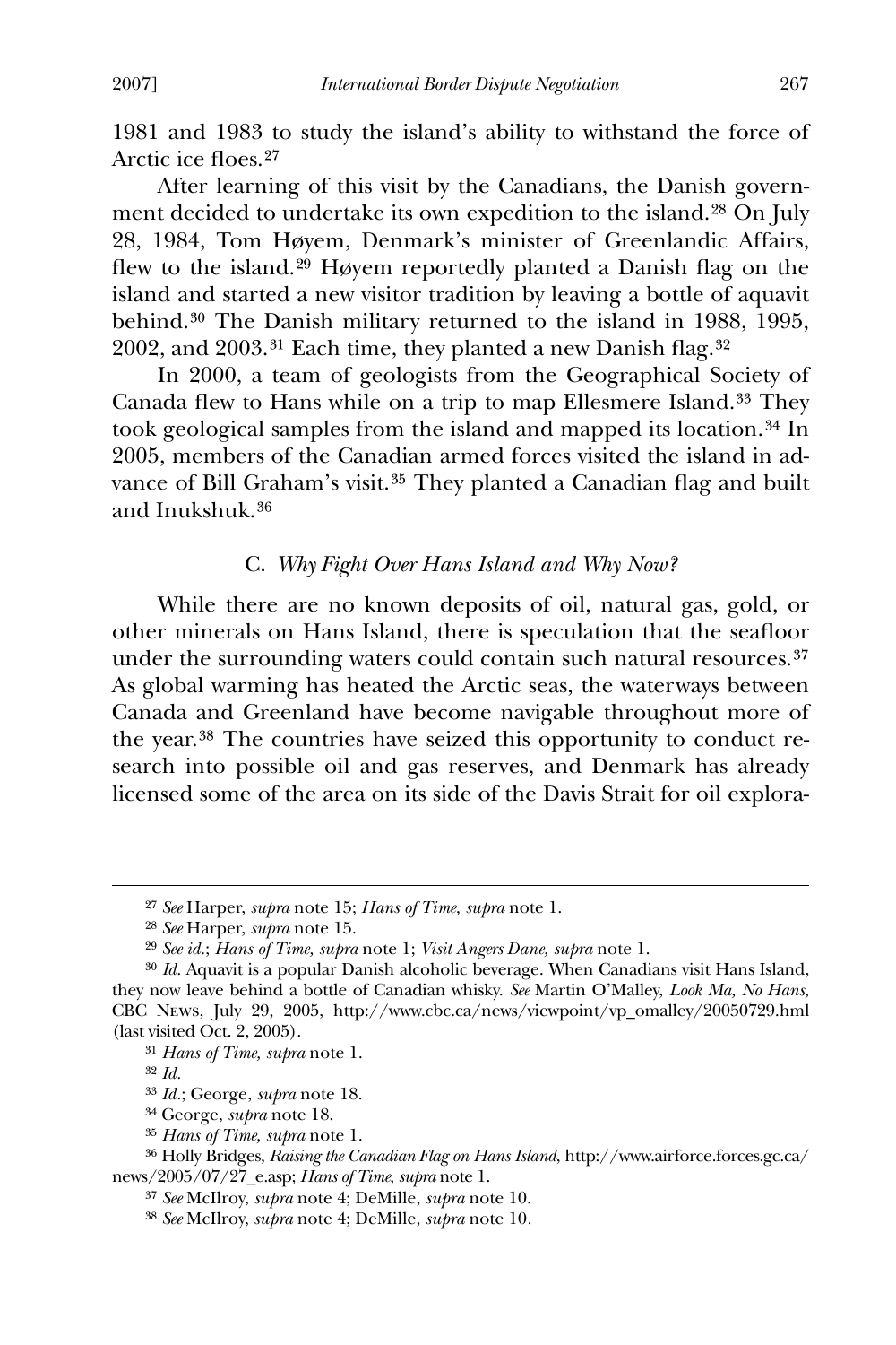1981 and 1983 to study the island's ability to withstand the force of Arctic ice floes.[27]

After learning of this visit by the Canadians, the Danish government decided to undertake its own expedition to the island.[28] On July 28, 1984, Tom Høyem, Denmark's minister of Greenlandic Affairs, flew to the island.[29] Høyem reportedly planted a Danish flag on the island and started a new visitor tradition by leaving a bottle of aquavit behind.[30] The Danish military returned to the island in 1988, 1995, 2002, and 2003.[31] Each time, they planted a new Danish flag.[32]

In 2000, a team of geologists from the Geographical Society of Canada flew to Hans while on a trip to map Ellesmere Island.[33] They took geological samples from the island and mapped its location.[34] In 2005, members of the Canadian armed forces visited the island in advance of Bill Graham's visit.[35] They planted a Canadian flag and built and Inukshuk.[36]

### C. *Why Fight Over Hans Island and Why Now?*

While there are no known deposits of oil, natural gas, gold, or other minerals on Hans Island, there is speculation that the seafloor under the surrounding waters could contain such natural resources.[37] As global warming has heated the Arctic seas, the waterways between Canada and Greenland have become navigable throughout more of the year.[38] The countries have seized this opportunity to conduct research into possible oil and gas reserves, and Denmark has already licensed some of the area on its side of the Davis Strait for oil explora-

---

[27] *See* Harper, *supra* note 15; *Hans of Time, supra* note 1.

[28] *See* Harper, *supra* note 15.

[29] *See id.*; *Hans of Time, supra* note 1; *Visit Angers Dane, supra* note 1.

[30] *Id.* Aquavit is a popular Danish alcoholic beverage. When Canadians visit Hans Island, they now leave behind a bottle of Canadian whisky. *See* Martin O'Malley, *Look Ma, No Hans,* CBC News, July 29, 2005, http://www.cbc.ca/news/viewpoint/vp_omalley/20050729.hml (last visited Oct. 2, 2005).

[31] *Hans of Time, supra* note 1.

[32] *Id.*

[33] *Id.*; George, *supra* note 18.

[34] George, *supra* note 18.

[35] *Hans of Time, supra* note 1.

[36] Holly Bridges, *Raising the Canadian Flag on Hans Island*, http://www.airforce.forces.gc.ca/news/2005/07/27_e.asp; *Hans of Time, supra* note 1.

[37] *See* McIlroy, *supra* note 4; DeMille, *supra* note 10.

[38] *See* McIlroy, *supra* note 4; DeMille, *supra* note 10.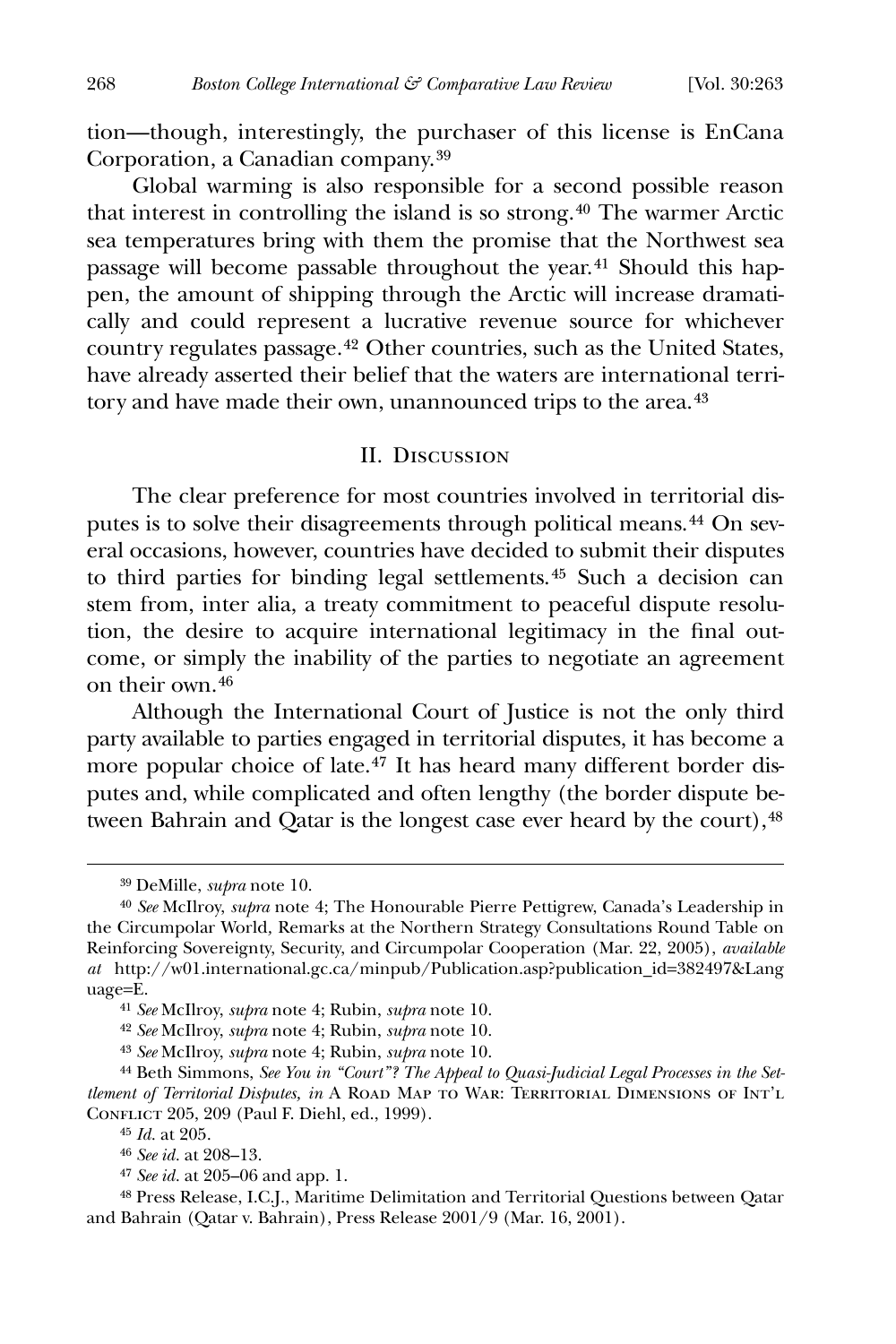tion—though, interestingly, the purchaser of this license is EnCana Corporation, a Canadian company.[39]

Global warming is also responsible for a second possible reason that interest in controlling the island is so strong.[40] The warmer Arctic sea temperatures bring with them the promise that the Northwest sea passage will become passable throughout the year.[41] Should this happen, the amount of shipping through the Arctic will increase dramatically and could represent a lucrative revenue source for whichever country regulates passage.[42] Other countries, such as the United States, have already asserted their belief that the waters are international territory and have made their own, unannounced trips to the area.[43]

## II. Discussion

The clear preference for most countries involved in territorial disputes is to solve their disagreements through political means.[44] On several occasions, however, countries have decided to submit their disputes to third parties for binding legal settlements.[45] Such a decision can stem from, inter alia, a treaty commitment to peaceful dispute resolution, the desire to acquire international legitimacy in the final outcome, or simply the inability of the parties to negotiate an agreement on their own.[46]

Although the International Court of Justice is not the only third party available to parties engaged in territorial disputes, it has become a more popular choice of late.[47] It has heard many different border disputes and, while complicated and often lengthy (the border dispute between Bahrain and Qatar is the longest case ever heard by the court),[48]

---

[39] DeMille, *supra* note 10.

[40] *See* McIlroy, *supra* note 4; The Honourable Pierre Pettigrew, Canada's Leadership in the Circumpolar World, Remarks at the Northern Strategy Consultations Round Table on Reinforcing Sovereignty, Security, and Circumpolar Cooperation (Mar. 22, 2005), *available at* http://w01.international.gc.ca/minpub/Publication.asp?publication_id=382497&Language=E.

[41] *See* McIlroy, *supra* note 4; Rubin, *supra* note 10.

[42] *See* McIlroy, *supra* note 4; Rubin, *supra* note 10.

[43] *See* McIlroy, *supra* note 4; Rubin, *supra* note 10.

[44] Beth Simmons, *See You in "Court"? The Appeal to Quasi-Judicial Legal Processes in the Settlement of Territorial Disputes, in* A Road Map to War: Territorial Dimensions of Int'l Conflict 205, 209 (Paul F. Diehl, ed., 1999).

[45] *Id.* at 205.

[46] *See id.* at 208–13.

[47] *See id.* at 205–06 and app. 1.

[48] Press Release, I.C.J., Maritime Delimitation and Territorial Questions between Qatar and Bahrain (Qatar v. Bahrain), Press Release 2001/9 (Mar. 16, 2001).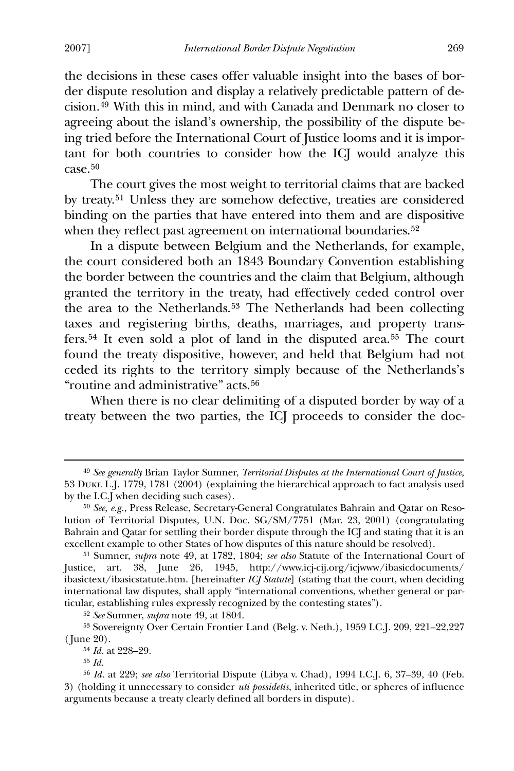the decisions in these cases offer valuable insight into the bases of border dispute resolution and display a relatively predictable pattern of decision.[49] With this in mind, and with Canada and Denmark no closer to agreeing about the island's ownership, the possibility of the dispute being tried before the International Court of Justice looms and it is important for both countries to consider how the ICJ would analyze this case.[50]

The court gives the most weight to territorial claims that are backed by treaty.[51] Unless they are somehow defective, treaties are considered binding on the parties that have entered into them and are dispositive when they reflect past agreement on international boundaries.[52]

In a dispute between Belgium and the Netherlands, for example, the court considered both an 1843 Boundary Convention establishing the border between the countries and the claim that Belgium, although granted the territory in the treaty, had effectively ceded control over the area to the Netherlands.[53] The Netherlands had been collecting taxes and registering births, deaths, marriages, and property transfers.[54] It even sold a plot of land in the disputed area.[55] The court found the treaty dispositive, however, and held that Belgium had not ceded its rights to the territory simply because of the Netherlands's "routine and administrative" acts.[56]

When there is no clear delimiting of a disputed border by way of a treaty between the two parties, the ICJ proceeds to consider the doc-

---

[49] *See generally* Brian Taylor Sumner, *Territorial Disputes at the International Court of Justice*, 53 Duke L.J. 1779, 1781 (2004) (explaining the hierarchical approach to fact analysis used by the I.C.J when deciding such cases).

[50] *See, e.g.*, Press Release, Secretary-General Congratulates Bahrain and Qatar on Resolution of Territorial Disputes, U.N. Doc. SG/SM/7751 (Mar. 23, 2001) (congratulating Bahrain and Qatar for settling their border dispute through the ICJ and stating that it is an excellent example to other States of how disputes of this nature should be resolved).

[51] Sumner, *supra* note 49, at 1782, 1804; *see also* Statute of the International Court of Justice, art. 38, June 26, 1945, http://www.icj-cij.org/icjwww/ibasicdocuments/ibasictext/ibasicstatute.htm. [hereinafter *ICJ Statute*] (stating that the court, when deciding international law disputes, shall apply "international conventions, whether general or particular, establishing rules expressly recognized by the contesting states").

[52] *See* Sumner, *supra* note 49, at 1804.

[53] Sovereignty Over Certain Frontier Land (Belg. v. Neth.), 1959 I.C.J. 209, 221–22,227 (June 20).

[54] *Id.* at 228–29.

[55] *Id.*

[56] *Id.* at 229; *see also* Territorial Dispute (Libya v. Chad), 1994 I.C.J. 6, 37–39, 40 (Feb. 3) (holding it unnecessary to consider *uti possidetis,* inherited title, or spheres of influence arguments because a treaty clearly defined all borders in dispute).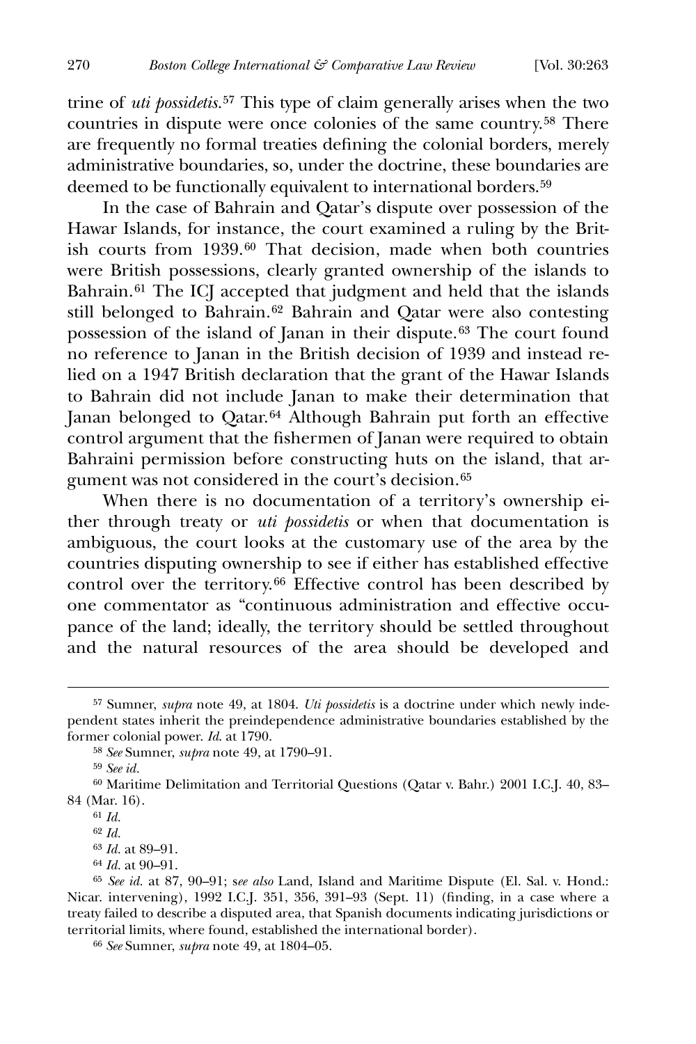trine of *uti possidetis*.[57] This type of claim generally arises when the two countries in dispute were once colonies of the same country.[58] There are frequently no formal treaties defining the colonial borders, merely administrative boundaries, so, under the doctrine, these boundaries are deemed to be functionally equivalent to international borders.[59]

In the case of Bahrain and Qatar's dispute over possession of the Hawar Islands, for instance, the court examined a ruling by the British courts from 1939.[60] That decision, made when both countries were British possessions, clearly granted ownership of the islands to Bahrain.[61] The ICJ accepted that judgment and held that the islands still belonged to Bahrain.[62] Bahrain and Qatar were also contesting possession of the island of Janan in their dispute.[63] The court found no reference to Janan in the British decision of 1939 and instead relied on a 1947 British declaration that the grant of the Hawar Islands to Bahrain did not include Janan to make their determination that Janan belonged to Qatar.[64] Although Bahrain put forth an effective control argument that the fishermen of Janan were required to obtain Bahraini permission before constructing huts on the island, that argument was not considered in the court's decision.[65]

When there is no documentation of a territory's ownership either through treaty or *uti possidetis* or when that documentation is ambiguous, the court looks at the customary use of the area by the countries disputing ownership to see if either has established effective control over the territory.[66] Effective control has been described by one commentator as "continuous administration and effective occupance of the land; ideally, the territory should be settled throughout and the natural resources of the area should be developed and

---

[57] Sumner, *supra* note 49, at 1804. *Uti possidetis* is a doctrine under which newly independent states inherit the preindependence administrative boundaries established by the former colonial power. *Id.* at 1790.

[58] *See* Sumner, *supra* note 49, at 1790–91.

[59] *See id.*

[60] Maritime Delimitation and Territorial Questions (Qatar v. Bahr.) 2001 I.C.J. 40, 83–84 (Mar. 16).

[61] *Id.*

[62] *Id.*

[63] *Id.* at 89–91.

[64] *Id.* at 90–91.

[65] *See id.* at 87, 90–91; s*ee also* Land, Island and Maritime Dispute (El. Sal. v. Hond.: Nicar. intervening), 1992 I.C.J. 351, 356, 391–93 (Sept. 11) (finding, in a case where a treaty failed to describe a disputed area, that Spanish documents indicating jurisdictions or territorial limits, where found, established the international border).

[66] *See* Sumner, *supra* note 49, at 1804–05.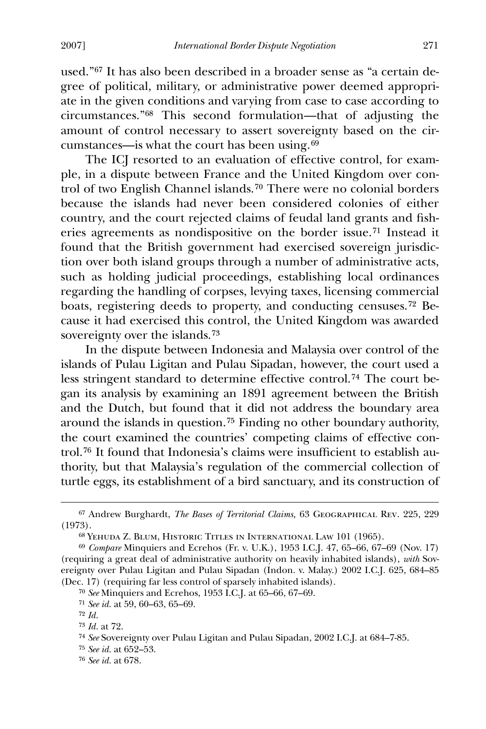used."[67] It has also been described in a broader sense as "a certain degree of political, military, or administrative power deemed appropriate in the given conditions and varying from case to case according to circumstances."[68] This second formulation—that of adjusting the amount of control necessary to assert sovereignty based on the circumstances—is what the court has been using.[69]

The ICJ resorted to an evaluation of effective control, for example, in a dispute between France and the United Kingdom over control of two English Channel islands.[70] There were no colonial borders because the islands had never been considered colonies of either country, and the court rejected claims of feudal land grants and fisheries agreements as nondispositive on the border issue.[71] Instead it found that the British government had exercised sovereign jurisdiction over both island groups through a number of administrative acts, such as holding judicial proceedings, establishing local ordinances regarding the handling of corpses, levying taxes, licensing commercial boats, registering deeds to property, and conducting censuses.[72] Because it had exercised this control, the United Kingdom was awarded sovereignty over the islands.[73]

In the dispute between Indonesia and Malaysia over control of the islands of Pulau Ligitan and Pulau Sipadan, however, the court used a less stringent standard to determine effective control.[74] The court began its analysis by examining an 1891 agreement between the British and the Dutch, but found that it did not address the boundary area around the islands in question.[75] Finding no other boundary authority, the court examined the countries' competing claims of effective control.[76] It found that Indonesia's claims were insufficient to establish authority, but that Malaysia's regulation of the commercial collection of turtle eggs, its establishment of a bird sanctuary, and its construction of

---

[67] Andrew Burghardt, *The Bases of Territorial Claims,* 63 Geographical Rev. 225, 229 (1973).

[68] Yehuda Z. Blum, Historic Titles in International Law 101 (1965).

[69] *Compare* Minquiers and Ecrehos (Fr. v. U.K.), 1953 I.C.J. 47, 65–66, 67–69 (Nov. 17) (requiring a great deal of administrative authority on heavily inhabited islands), *with* Sovereignty over Pulau Ligitan and Pulau Sipadan (Indon. v. Malay.) 2002 I.C.J. 625, 684–85 (Dec. 17) (requiring far less control of sparsely inhabited islands).

[70] *See* Minquiers and Ecrehos, 1953 I.C.J. at 65–66, 67–69.

[71] *See id.* at 59, 60–63, 65–69.

[72] *Id.*

[73] *Id.* at 72.

[74] *See* Sovereignty over Pulau Ligitan and Pulau Sipadan, 2002 I.C.J. at 684–7-85.

[75] *See id.* at 652–53.

[76] *See id.* at 678.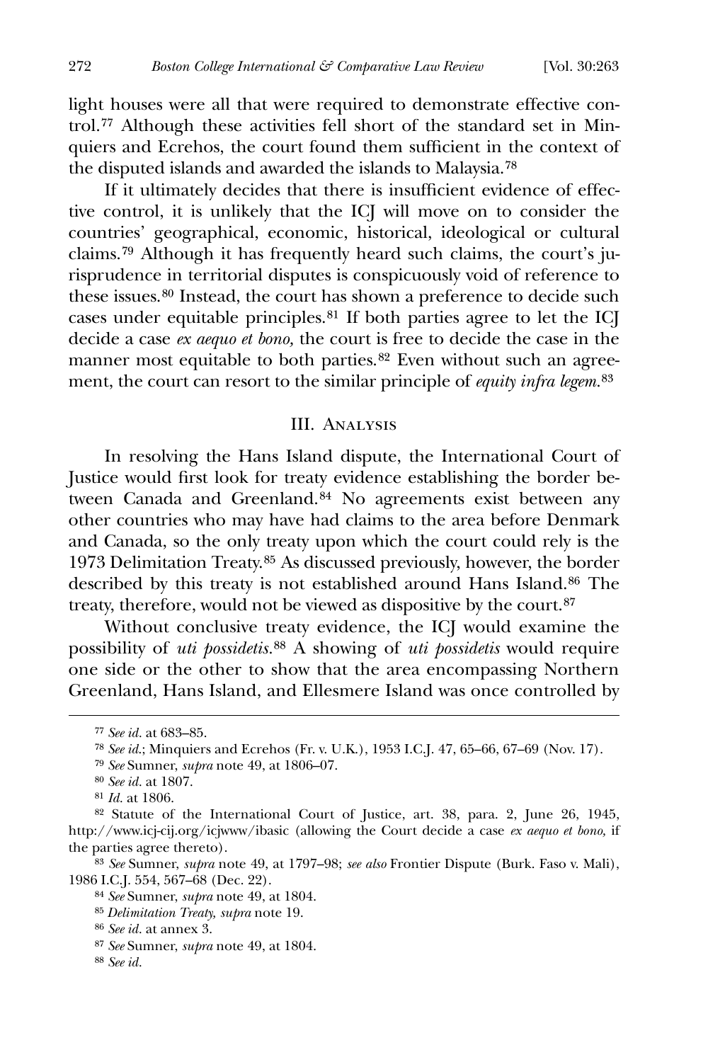light houses were all that were required to demonstrate effective control.[77] Although these activities fell short of the standard set in Minquiers and Ecrehos, the court found them sufficient in the context of the disputed islands and awarded the islands to Malaysia.[78]

If it ultimately decides that there is insufficient evidence of effective control, it is unlikely that the ICJ will move on to consider the countries' geographical, economic, historical, ideological or cultural claims.[79] Although it has frequently heard such claims, the court's jurisprudence in territorial disputes is conspicuously void of reference to these issues.[80] Instead, the court has shown a preference to decide such cases under equitable principles.[81] If both parties agree to let the ICJ decide a case *ex aequo et bono,* the court is free to decide the case in the manner most equitable to both parties.[82] Even without such an agreement, the court can resort to the similar principle of *equity infra legem.*[83]

## III. Analysis

In resolving the Hans Island dispute, the International Court of Justice would first look for treaty evidence establishing the border between Canada and Greenland.[84] No agreements exist between any other countries who may have had claims to the area before Denmark and Canada, so the only treaty upon which the court could rely is the 1973 Delimitation Treaty.[85] As discussed previously, however, the border described by this treaty is not established around Hans Island.[86] The treaty, therefore, would not be viewed as dispositive by the court.[87]

Without conclusive treaty evidence, the ICJ would examine the possibility of *uti possidetis.*[88] A showing of *uti possidetis* would require one side or the other to show that the area encompassing Northern Greenland, Hans Island, and Ellesmere Island was once controlled by

---

[77] *See id.* at 683–85.

[78] *See id.*; Minquiers and Ecrehos (Fr. v. U.K.), 1953 I.C.J. 47, 65–66, 67–69 (Nov. 17).

[79] *See* Sumner, *supra* note 49, at 1806–07.

[80] *See id.* at 1807.

[81] *Id.* at 1806.

[82] Statute of the International Court of Justice, art. 38, para. 2, June 26, 1945, http://www.icj-cij.org/icjwww/ibasic (allowing the Court decide a case *ex aequo et bono,* if the parties agree thereto).

[83] *See* Sumner, *supra* note 49, at 1797–98; *see also* Frontier Dispute (Burk. Faso v. Mali), 1986 I.C.J. 554, 567–68 (Dec. 22).

[84] *See* Sumner, *supra* note 49, at 1804.

[85] *Delimitation Treaty, supra* note 19.

[86] *See id.* at annex 3.

[87] *See* Sumner, *supra* note 49, at 1804.

[88] *See id.*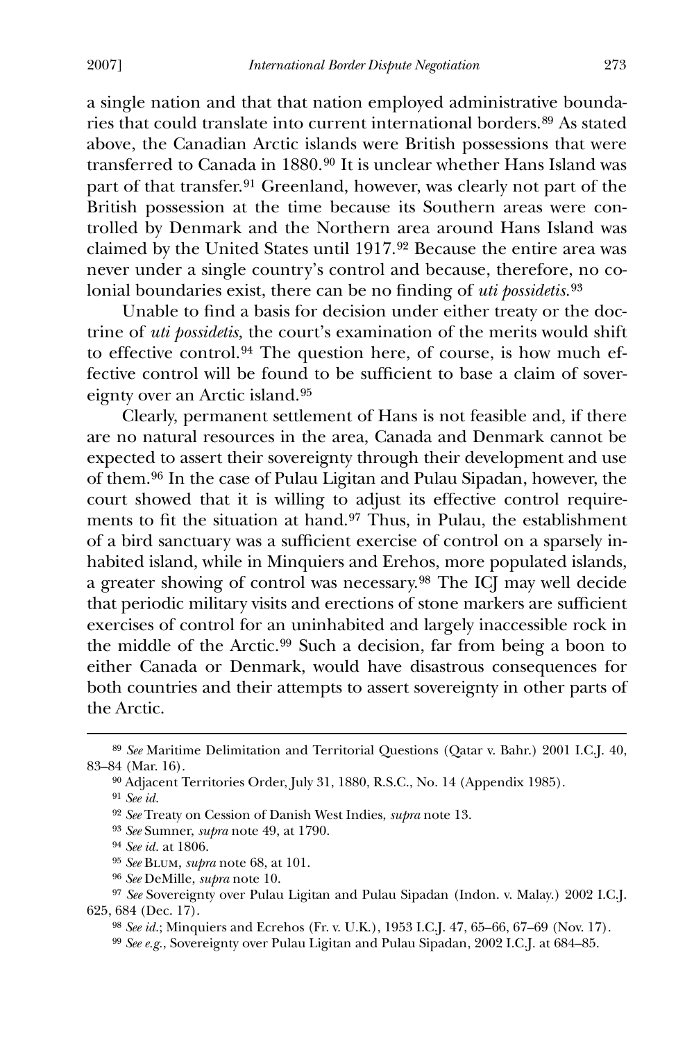a single nation and that that nation employed administrative boundaries that could translate into current international borders.[89] As stated above, the Canadian Arctic islands were British possessions that were transferred to Canada in 1880.[90] It is unclear whether Hans Island was part of that transfer.[91] Greenland, however, was clearly not part of the British possession at the time because its Southern areas were controlled by Denmark and the Northern area around Hans Island was claimed by the United States until 1917.[92] Because the entire area was never under a single country's control and because, therefore, no colonial boundaries exist, there can be no finding of *uti possidetis.*[93]

Unable to find a basis for decision under either treaty or the doctrine of *uti possidetis*, the court's examination of the merits would shift to effective control.[94] The question here, of course, is how much effective control will be found to be sufficient to base a claim of sovereignty over an Arctic island.[95]

Clearly, permanent settlement of Hans is not feasible and, if there are no natural resources in the area, Canada and Denmark cannot be expected to assert their sovereignty through their development and use of them.[96] In the case of Pulau Ligitan and Pulau Sipadan, however, the court showed that it is willing to adjust its effective control requirements to fit the situation at hand.[97] Thus, in Pulau, the establishment of a bird sanctuary was a sufficient exercise of control on a sparsely inhabited island, while in Minquiers and Erehos, more populated islands, a greater showing of control was necessary.[98] The ICJ may well decide that periodic military visits and erections of stone markers are sufficient exercises of control for an uninhabited and largely inaccessible rock in the middle of the Arctic.[99] Such a decision, far from being a boon to either Canada or Denmark, would have disastrous consequences for both countries and their attempts to assert sovereignty in other parts of the Arctic.

---

[89] *See* Maritime Delimitation and Territorial Questions (Qatar v. Bahr.) 2001 I.C.J. 40, 83–84 (Mar. 16).

[90] Adjacent Territories Order, July 31, 1880, R.S.C., No. 14 (Appendix 1985).

[91] *See id.*

[92] *See* Treaty on Cession of Danish West Indies, *supra* note 13.

[93] *See* Sumner, *supra* note 49, at 1790.

[94] *See id.* at 1806.

[95] *See* Blum, *supra* note 68, at 101.

[96] *See* DeMille, *supra* note 10.

[97] *See* Sovereignty over Pulau Ligitan and Pulau Sipadan (Indon. v. Malay.) 2002 I.C.J. 625, 684 (Dec. 17).

[98] *See id.*; Minquiers and Ecrehos (Fr. v. U.K.), 1953 I.C.J. 47, 65–66, 67–69 (Nov. 17).

[99] *See e.g.*, Sovereignty over Pulau Ligitan and Pulau Sipadan, 2002 I.C.J. at 684–85.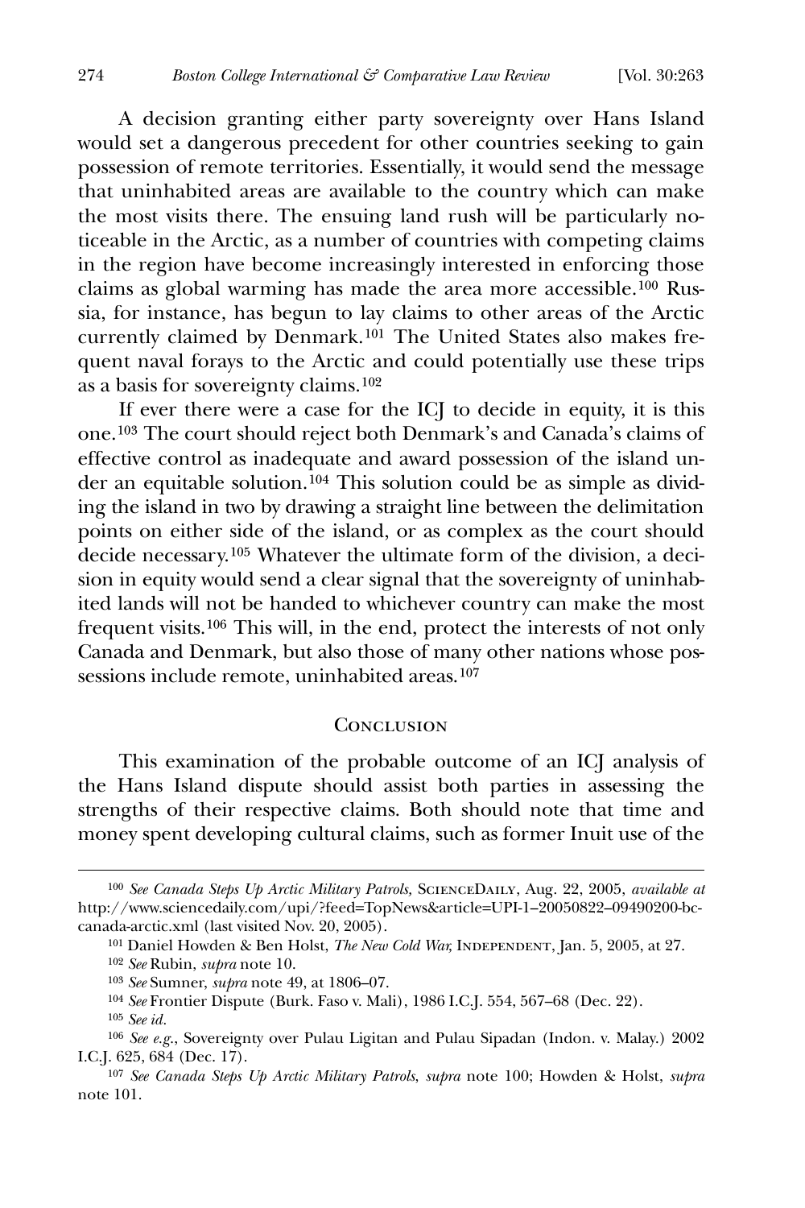A decision granting either party sovereignty over Hans Island would set a dangerous precedent for other countries seeking to gain possession of remote territories. Essentially, it would send the message that uninhabited areas are available to the country which can make the most visits there. The ensuing land rush will be particularly noticeable in the Arctic, as a number of countries with competing claims in the region have become increasingly interested in enforcing those claims as global warming has made the area more accessible.[100] Russia, for instance, has begun to lay claims to other areas of the Arctic currently claimed by Denmark.[101] The United States also makes frequent naval forays to the Arctic and could potentially use these trips as a basis for sovereignty claims.[102]

If ever there were a case for the ICJ to decide in equity, it is this one.[103] The court should reject both Denmark's and Canada's claims of effective control as inadequate and award possession of the island under an equitable solution.[104] This solution could be as simple as dividing the island in two by drawing a straight line between the delimitation points on either side of the island, or as complex as the court should decide necessary.[105] Whatever the ultimate form of the division, a decision in equity would send a clear signal that the sovereignty of uninhabited lands will not be handed to whichever country can make the most frequent visits.[106] This will, in the end, protect the interests of not only Canada and Denmark, but also those of many other nations whose possessions include remote, uninhabited areas.[107]

## Conclusion

This examination of the probable outcome of an ICJ analysis of the Hans Island dispute should assist both parties in assessing the strengths of their respective claims. Both should note that time and money spent developing cultural claims, such as former Inuit use of the

---

[100] *See Canada Steps Up Arctic Military Patrols,* ScienceDaily, Aug. 22, 2005, *available at* http://www.sciencedaily.com/upi/?feed=TopNews&article=UPI-1–20050822–09490200-bc-canada-arctic.xml (last visited Nov. 20, 2005).

[101] Daniel Howden & Ben Holst, *The New Cold War,* Independent, Jan. 5, 2005, at 27.

[102] *See* Rubin, *supra* note 10.

[103] *See* Sumner, *supra* note 49, at 1806–07.

[104] *See* Frontier Dispute (Burk. Faso v. Mali), 1986 I.C.J. 554, 567–68 (Dec. 22).

[105] *See id.*

[106] *See e.g.*, Sovereignty over Pulau Ligitan and Pulau Sipadan (Indon. v. Malay.) 2002 I.C.J. 625, 684 (Dec. 17).

[107] *See Canada Steps Up Arctic Military Patrols*, *supra* note 100; Howden & Holst, *supra* note 101.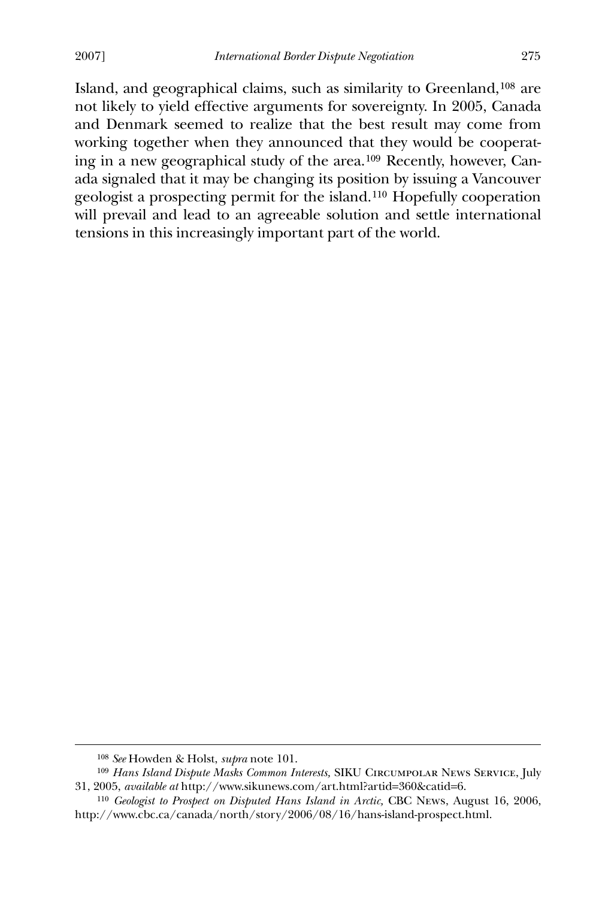Island, and geographical claims, such as similarity to Greenland,[108] are not likely to yield effective arguments for sovereignty. In 2005, Canada and Denmark seemed to realize that the best result may come from working together when they announced that they would be cooperating in a new geographical study of the area.[109] Recently, however, Canada signaled that it may be changing its position by issuing a Vancouver geologist a prospecting permit for the island.[110] Hopefully cooperation will prevail and lead to an agreeable solution and settle international tensions in this increasingly important part of the world.

---

[108] *See* Howden & Holst, *supra* note 101.

[109] *Hans Island Dispute Masks Common Interests,* SIKU CIRCUMPOLAR NEWS SERVICE, July 31, 2005, *available at* http://www.sikunews.com/art.html?artid=360&catid=6.

[110] *Geologist to Prospect on Disputed Hans Island in Arctic,* CBC NEWS, August 16, 2006, http://www.cbc.ca/canada/north/story/2006/08/16/hans-island-prospect.html.